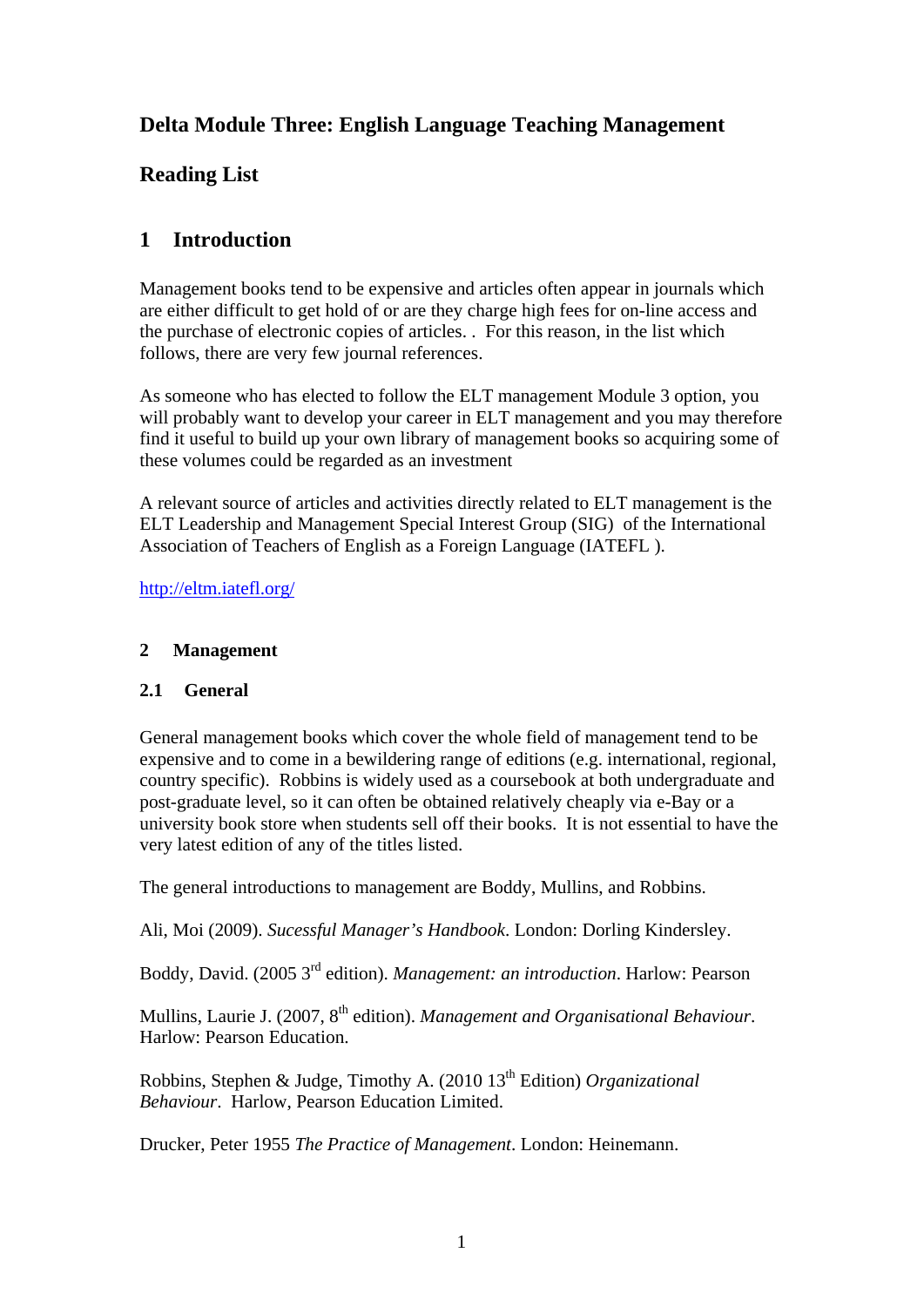# Delta Module Three: English Language Teaching Management

# Reading List

## 1 Introduction

Management books tend to be expensive and articles often appear in journals which are either difficult to get hold of or are they charge high fees for on-line access and the purchase of electronic copies of articles. . For this reason, in the list which follows, there are very few journal references.

As someone who has elected to follow the ELT management Module 3 option, you will probably want to develop your career in ELT management and you may therefore find it useful to build up your own library of management books so acquiring some of these volumes could be regarded as an investment

A relevant source of articles and activities directly related to ELT management is the ELT Leadership and Management Special Interest Group (SIG) of the International Association of Teachers of English as a Foreign Language (IATEFL ).

http://eltm.iatefl.org/

### 2 Management

#### 2.1 General

General management books which cover the whole field of management tend to be expensive and to come in a bewildering range of editions (e.g. international, regional, country specific). Robbins is widely used as a coursebook at both undergraduate and post-graduate level, so it can often be obtained relatively cheaply via e-Bay or a university book store when students sell off their books. It is not essential to have the very latest edition of any of the titles listed.

The general introductions to management are Boddy, Mullins, and Robbins.

Ali, Moi (2009). *Sucessful Manager's Handbook*. London: Dorling Kindersley.

Boddy, David. (2005 3rd edition). *Management: an introduction*. Harlow: Pearson

Mullins, Laurie J. (2007, 8th edition). *Management and Organisational Behaviour*. Harlow: Pearson Education.

Robbins, Stephen & Judge, Timothy A. (2010 13th Edition) *Organizational Behaviour*. Harlow, Pearson Education Limited.

Drucker, Peter 1955 *The Practice of Management*. London: Heinemann.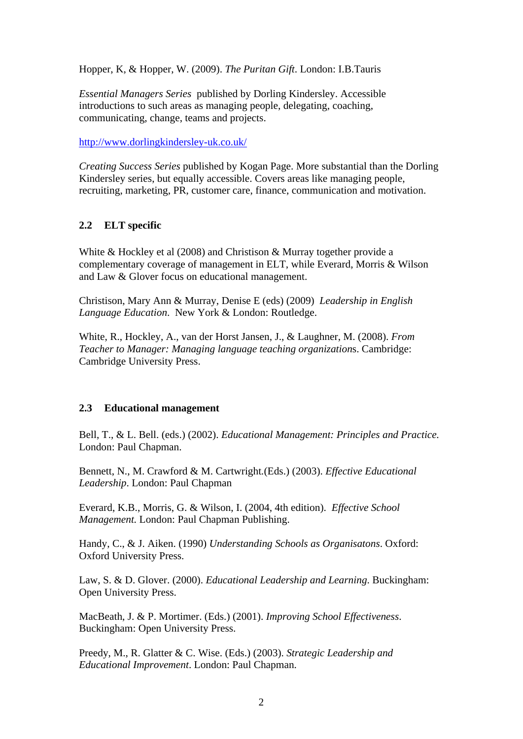Hopper, K, & Hopper, W. (2009). *The Puritan Gift*. London: I.B.Tauris

*Essential Managers Series* published by Dorling Kindersley. Accessible introductions to such areas as managing people, delegating, coaching, communicating, change, teams and projects.

http://www.dorlingkindersley-uk.co.uk/

*Creating Success Series* published by Kogan Page. More substantial than the Dorling Kindersley series, but equally accessible. Covers areas like managing people, recruiting, marketing, PR, customer care, finance, communication and motivation.

### 2.2 ELT specific

White & Hockley et al (2008) and Christison & Murray together provide a complementary coverage of management in ELT, while Everard, Morris & Wilson and Law & Glover focus on educational management.

Christison, Mary Ann & Murray, Denise E (eds) (2009) *Leadership in English Language Education.* New York & London: Routledge.

White, R., Hockley, A., van der Horst Jansen, J., & Laughner, M. (2008). *From Teacher to Manager: Managing language teaching organization*s. Cambridge: Cambridge University Press.

### 2.3 Educational management

Bell, T., & L. Bell. (eds.) (2002). *Educational Management: Principles and Practice.* London: Paul Chapman.

Bennett, N., M. Crawford & M. Cartwright.(Eds.) (2003). *Effective Educational Leadership*. London: Paul Chapman

Everard, K.B., Morris, G. & Wilson, I. (2004, 4th edition). *Effective School Management.* London: Paul Chapman Publishing.

Handy, C., & J. Aiken. (1990) *Understanding Schools as Organisatons*. Oxford: Oxford University Press.

Law, S. & D. Glover. (2000). *Educational Leadership and Learning*. Buckingham: Open University Press.

MacBeath, J. & P. Mortimer. (Eds.) (2001). *Improving School Effectiveness*. Buckingham: Open University Press.

Preedy, M., R. Glatter & C. Wise. (Eds.) (2003). *Strategic Leadership and Educational Improvement*. London: Paul Chapman.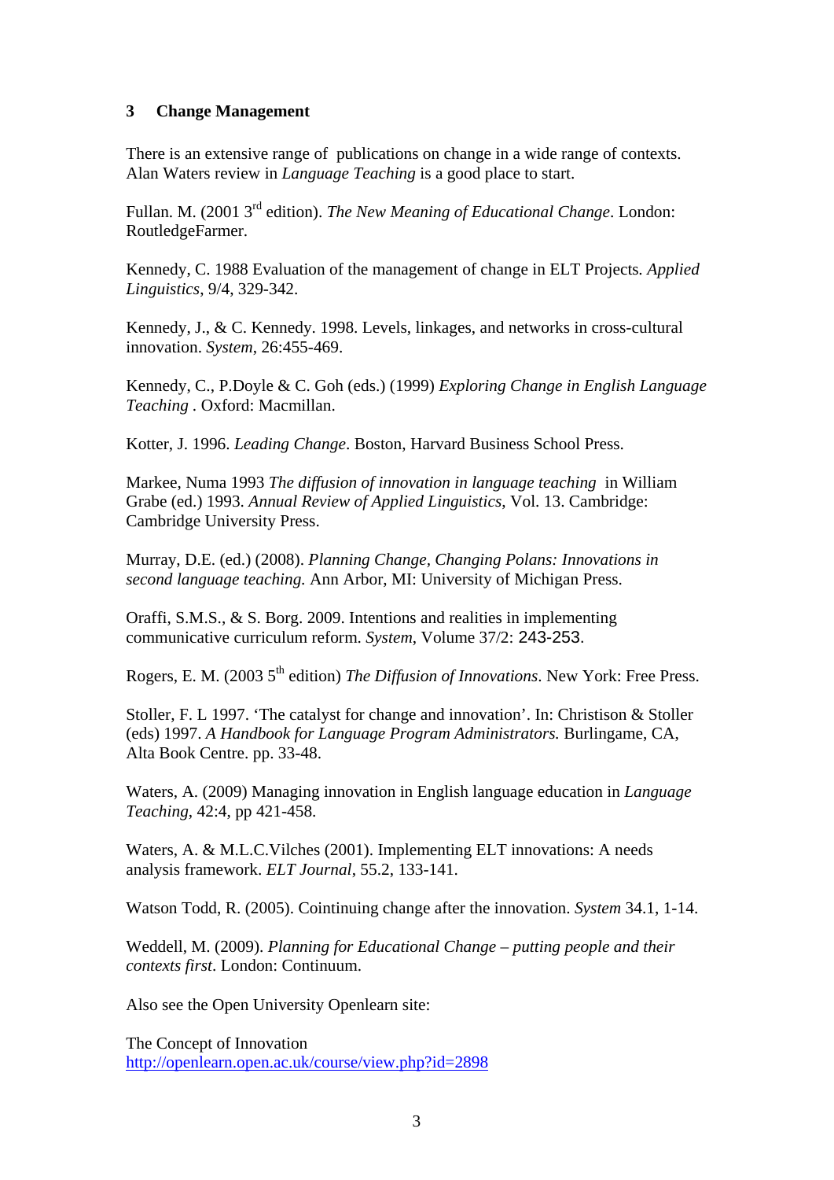## 3 Change Management

There is an extensive range of publications on change in a wide range of contexts. Alan Waters review in *Language Teaching* is a good place to start.

Fullan. M. (2001 3rd edition). *The New Meaning of Educational Change*. London: RoutledgeFarmer.

Kennedy, C. 1988 Evaluation of the management of change in ELT Projects. *Applied Linguistics*, 9/4, 329-342.

Kennedy, J., & C. Kennedy. 1998. Levels, linkages, and networks in cross-cultural innovation. *System*, 26:455-469.

Kennedy, C., P.Doyle & C. Goh (eds.) (1999) *Exploring Change in English Language Teaching* . Oxford: Macmillan.

Kotter, J. 1996. *Leading Change*. Boston, Harvard Business School Press.

Markee, Numa 1993 *The diffusion of innovation in language teaching* in William Grabe (ed.) 1993. *Annual Review of Applied Linguistics*, Vol. 13. Cambridge: Cambridge University Press.

Murray, D.E. (ed.) (2008). *Planning Change, Changing Polans: Innovations in second language teaching.* Ann Arbor, MI: University of Michigan Press.

Oraffi, S.M.S., & S. Borg. 2009. Intentions and realities in implementing communicative curriculum reform. *System*, Volume 37/2: 243-253.

Rogers, E. M. (2003 5th edition) *The Diffusion of Innovations*. New York: Free Press.

Stoller, F. L 1997. 'The catalyst for change and innovation'. In: Christison & Stoller (eds) 1997. *A Handbook for Language Program Administrators.* Burlingame, CA, Alta Book Centre. pp. 33-48.

Waters, A. (2009) Managing innovation in English language education in *Language Teaching*, 42:4, pp 421-458.

Waters, A. & M.L.C.Vilches (2001). Implementing ELT innovations: A needs analysis framework. *ELT Journal*, 55.2, 133-141.

Watson Todd, R. (2005). Cointinuing change after the innovation. *System* 34.1, 1-14.

Weddell, M. (2009). *Planning for Educational Change – putting people and their contexts first*. London: Continuum.

Also see the Open University Openlearn site:

The Concept of Innovation
http://openlearn.open.ac.uk/course/view.php?id=2898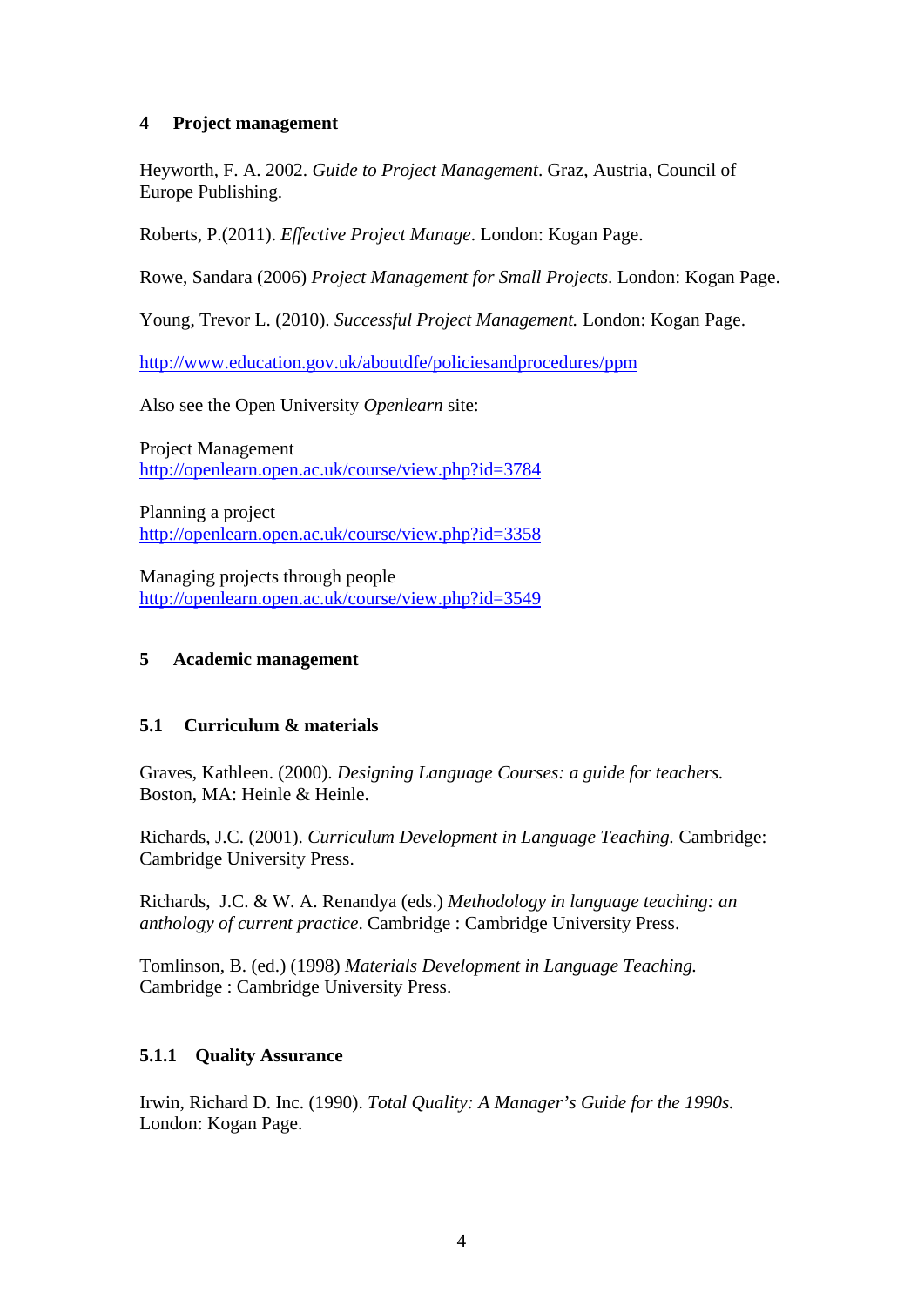## 4 Project management

Heyworth, F. A. 2002. *Guide to Project Management*. Graz, Austria, Council of Europe Publishing.

Roberts, P.(2011). *Effective Project Manage*. London: Kogan Page.

Rowe, Sandara (2006) *Project Management for Small Projects*. London: Kogan Page.

Young, Trevor L. (2010). *Successful Project Management.* London: Kogan Page.

http://www.education.gov.uk/aboutdfe/policiesandprocedures/ppm

Also see the Open University *Openlearn* site:

Project Management
http://openlearn.open.ac.uk/course/view.php?id=3784

Planning a project
http://openlearn.open.ac.uk/course/view.php?id=3358

Managing projects through people
http://openlearn.open.ac.uk/course/view.php?id=3549

## 5 Academic management

### 5.1 Curriculum & materials

Graves, Kathleen. (2000). *Designing Language Courses: a guide for teachers.* Boston, MA: Heinle & Heinle.

Richards, J.C. (2001). *Curriculum Development in Language Teaching.* Cambridge: Cambridge University Press.

Richards, J.C. & W. A. Renandya (eds.) *Methodology in language teaching: an anthology of current practice*. Cambridge : Cambridge University Press.

Tomlinson, B. (ed.) (1998) *Materials Development in Language Teaching.* Cambridge : Cambridge University Press.

#### 5.1.1 Quality Assurance

Irwin, Richard D. Inc. (1990). *Total Quality: A Manager's Guide for the 1990s.* London: Kogan Page.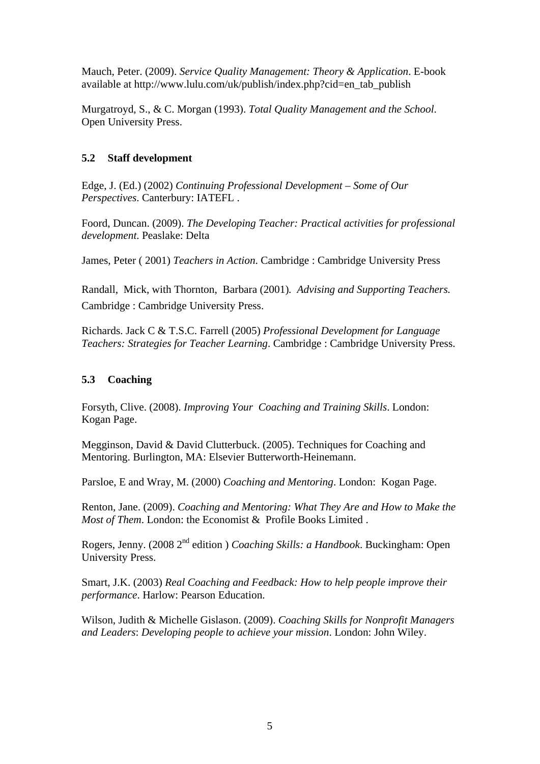Mauch, Peter. (2009). *Service Quality Management: Theory & Application*. E-book available at http://www.lulu.com/uk/publish/index.php?cid=en_tab_publish

Murgatroyd, S., & C. Morgan (1993). *Total Quality Management and the School*. Open University Press.

### 5.2 Staff development

Edge, J. (Ed.) (2002) *Continuing Professional Development – Some of Our Perspectives*. Canterbury: IATEFL .

Foord, Duncan. (2009). *The Developing Teacher: Practical activities for professional development*. Peaslake: Delta

James, Peter ( 2001) *Teachers in Action.* Cambridge : Cambridge University Press

Randall, Mick, with Thornton, Barbara (2001). *Advising and Supporting Teachers.* Cambridge : Cambridge University Press.

Richards. Jack C & T.S.C. Farrell (2005) *Professional Development for Language Teachers: Strategies for Teacher Learning*. Cambridge : Cambridge University Press.

### 5.3 Coaching

Forsyth, Clive. (2008). *Improving Your Coaching and Training Skills*. London: Kogan Page.

Megginson, David & David Clutterbuck. (2005). Techniques for Coaching and Mentoring. Burlington, MA: Elsevier Butterworth-Heinemann.

Parsloe, E and Wray, M. (2000) *Coaching and Mentoring*. London: Kogan Page.

Renton, Jane. (2009). *Coaching and Mentoring: What They Are and How to Make the Most of Them*. London: the Economist & Profile Books Limited .

Rogers, Jenny. (2008 2nd edition ) *Coaching Skills: a Handbook*. Buckingham: Open University Press.

Smart, J.K. (2003) *Real Coaching and Feedback: How to help people improve their performance*. Harlow: Pearson Education.

Wilson, Judith & Michelle Gislason. (2009). *Coaching Skills for Nonprofit Managers and Leaders*: *Developing people to achieve your mission*. London: John Wiley.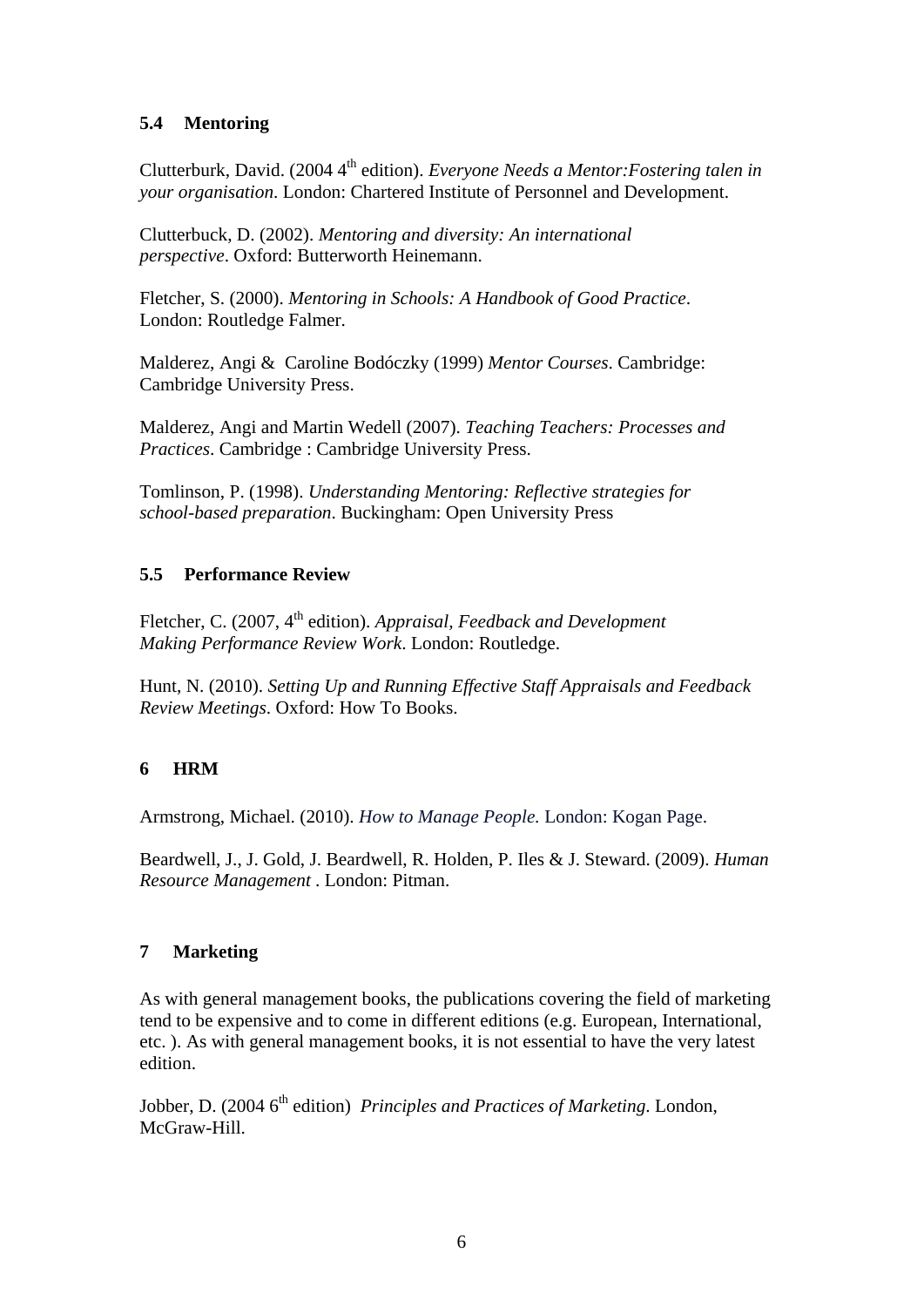### 5.4 Mentoring

Clutterburk, David. (2004 4th edition). *Everyone Needs a Mentor:Fostering talen in your organisation*. London: Chartered Institute of Personnel and Development.

Clutterbuck, D. (2002). *Mentoring and diversity: An international perspective*. Oxford: Butterworth Heinemann.

Fletcher, S. (2000). *Mentoring in Schools: A Handbook of Good Practice*. London: Routledge Falmer.

Malderez, Angi & Caroline Bodóczky (1999) *Mentor Courses*. Cambridge: Cambridge University Press.

Malderez, Angi and Martin Wedell (2007). *Teaching Teachers: Processes and Practices*. Cambridge : Cambridge University Press.

Tomlinson, P. (1998). *Understanding Mentoring: Reflective strategies for school-based preparation*. Buckingham: Open University Press

### 5.5 Performance Review

Fletcher, C. (2007, 4th edition). *Appraisal, Feedback and Development Making Performance Review Work*. London: Routledge.

Hunt, N. (2010). *Setting Up and Running Effective Staff Appraisals and Feedback Review Meetings*. Oxford: How To Books.

## 6 HRM

Armstrong, Michael. (2010). *How to Manage People.* London: Kogan Page.

Beardwell, J., J. Gold, J. Beardwell, R. Holden, P. Iles & J. Steward. (2009). *Human Resource Management* . London: Pitman.

## 7 Marketing

As with general management books, the publications covering the field of marketing tend to be expensive and to come in different editions (e.g. European, International, etc. ). As with general management books, it is not essential to have the very latest edition.

Jobber, D. (2004 6th edition) *Principles and Practices of Marketing*. London, McGraw-Hill.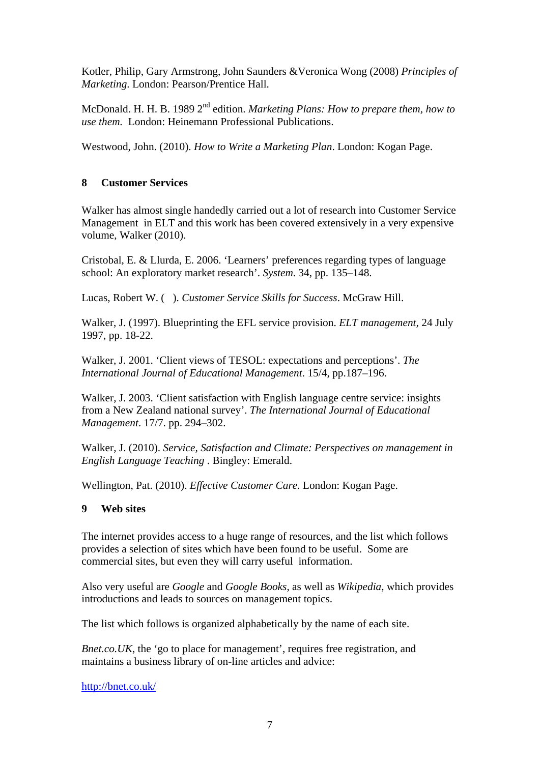Kotler, Philip, Gary Armstrong, John Saunders &Veronica Wong (2008) *Principles of Marketing*. London: Pearson/Prentice Hall.

McDonald. H. H. B. 1989 2nd edition. *Marketing Plans: How to prepare them, how to use them.* London: Heinemann Professional Publications.

Westwood, John. (2010). *How to Write a Marketing Plan*. London: Kogan Page.

## 8 Customer Services

Walker has almost single handedly carried out a lot of research into Customer Service Management in ELT and this work has been covered extensively in a very expensive volume, Walker (2010).

Cristobal, E. & Llurda, E. 2006. 'Learners' preferences regarding types of language school: An exploratory market research'. *System*. 34, pp. 135–148.

Lucas, Robert W. ( ). *Customer Service Skills for Success*. McGraw Hill.

Walker, J. (1997). Blueprinting the EFL service provision. *ELT management*, 24 July 1997, pp. 18-22.

Walker, J. 2001. 'Client views of TESOL: expectations and perceptions'. *The International Journal of Educational Management*. 15/4, pp.187–196.

Walker, J. 2003. 'Client satisfaction with English language centre service: insights from a New Zealand national survey'. *The International Journal of Educational Management*. 17/7. pp. 294–302.

Walker, J. (2010). *Service, Satisfaction and Climate: Perspectives on management in English Language Teaching* . Bingley: Emerald.

Wellington, Pat. (2010). *Effective Customer Care.* London: Kogan Page.

## 9 Web sites

The internet provides access to a huge range of resources, and the list which follows provides a selection of sites which have been found to be useful. Some are commercial sites, but even they will carry useful information.

Also very useful are *Google* and *Google Books*, as well as *Wikipedia*, which provides introductions and leads to sources on management topics.

The list which follows is organized alphabetically by the name of each site.

*Bnet.co.UK*, the 'go to place for management', requires free registration, and maintains a business library of on-line articles and advice:

http://bnet.co.uk/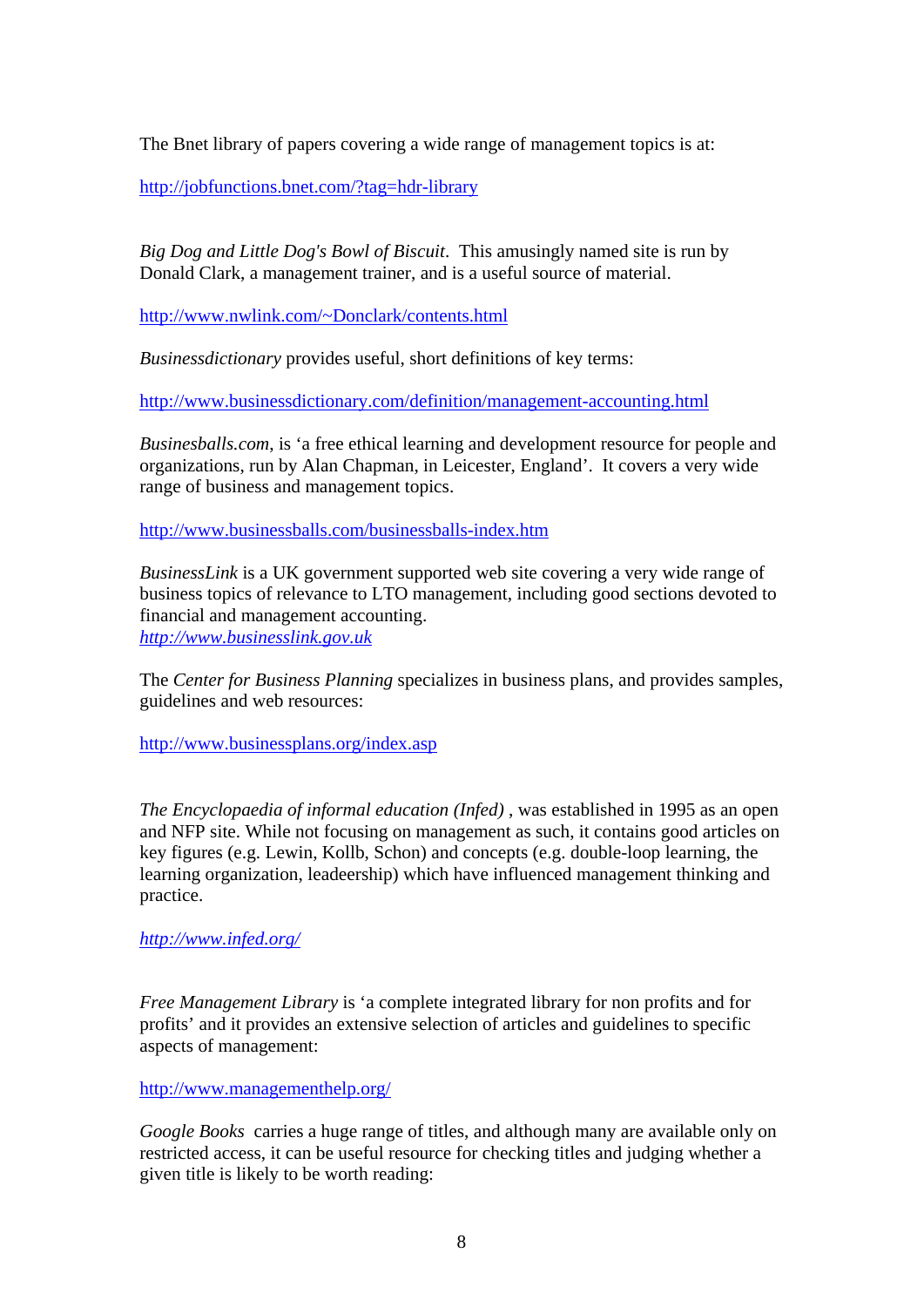The Bnet library of papers covering a wide range of management topics is at:

http://jobfunctions.bnet.com/?tag=hdr-library

*Big Dog and Little Dog's Bowl of Biscuit*. This amusingly named site is run by Donald Clark, a management trainer, and is a useful source of material.

http://www.nwlink.com/~Donclark/contents.html

*Businessdictionary* provides useful, short definitions of key terms:

http://www.businessdictionary.com/definition/management-accounting.html

*Businesballs.com*, is 'a free ethical learning and development resource for people and organizations, run by Alan Chapman, in Leicester, England'. It covers a very wide range of business and management topics.

http://www.businessballs.com/businessballs-index.htm

*BusinessLink* is a UK government supported web site covering a very wide range of business topics of relevance to LTO management, including good sections devoted to financial and management accounting.
*http://www.businesslink.gov.uk*

The *Center for Business Planning* specializes in business plans, and provides samples, guidelines and web resources:

http://www.businessplans.org/index.asp

*The Encyclopaedia of informal education (Infed)* , was established in 1995 as an open and NFP site. While not focusing on management as such, it contains good articles on key figures (e.g. Lewin, Kollb, Schon) and concepts (e.g. double-loop learning, the learning organization, leadeership) which have influenced management thinking and practice.

*http://www.infed.org/*

*Free Management Library* is 'a complete integrated library for non profits and for profits' and it provides an extensive selection of articles and guidelines to specific aspects of management:

http://www.managementhelp.org/

*Google Books* carries a huge range of titles, and although many are available only on restricted access, it can be useful resource for checking titles and judging whether a given title is likely to be worth reading: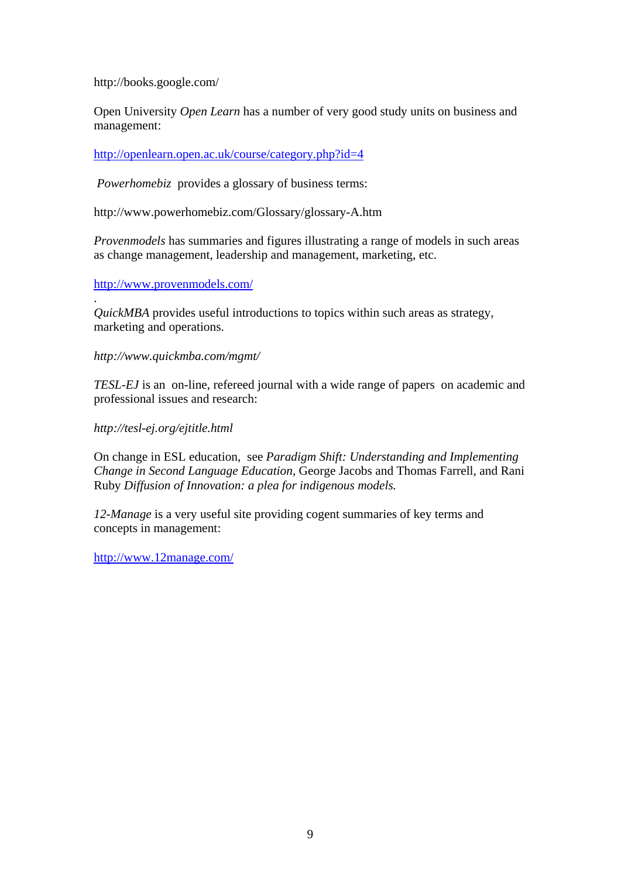http://books.google.com/

Open University *Open Learn* has a number of very good study units on business and management:

http://openlearn.open.ac.uk/course/category.php?id=4

*Powerhomebiz* provides a glossary of business terms:

http://www.powerhomebiz.com/Glossary/glossary-A.htm

*Provenmodels* has summaries and figures illustrating a range of models in such areas as change management, leadership and management, marketing, etc.

http://www.provenmodels.com/

.

*QuickMBA* provides useful introductions to topics within such areas as strategy, marketing and operations.

*http://www.quickmba.com/mgmt/*

*TESL-EJ* is an on-line, refereed journal with a wide range of papers on academic and professional issues and research:

*http://tesl-ej.org/ejtitle.html*

On change in ESL education, see *Paradigm Shift: Understanding and Implementing Change in Second Language Education*, George Jacobs and Thomas Farrell, and Rani Ruby *Diffusion of Innovation: a plea for indigenous models.*

*12-Manage* is a very useful site providing cogent summaries of key terms and concepts in management:

http://www.12manage.com/